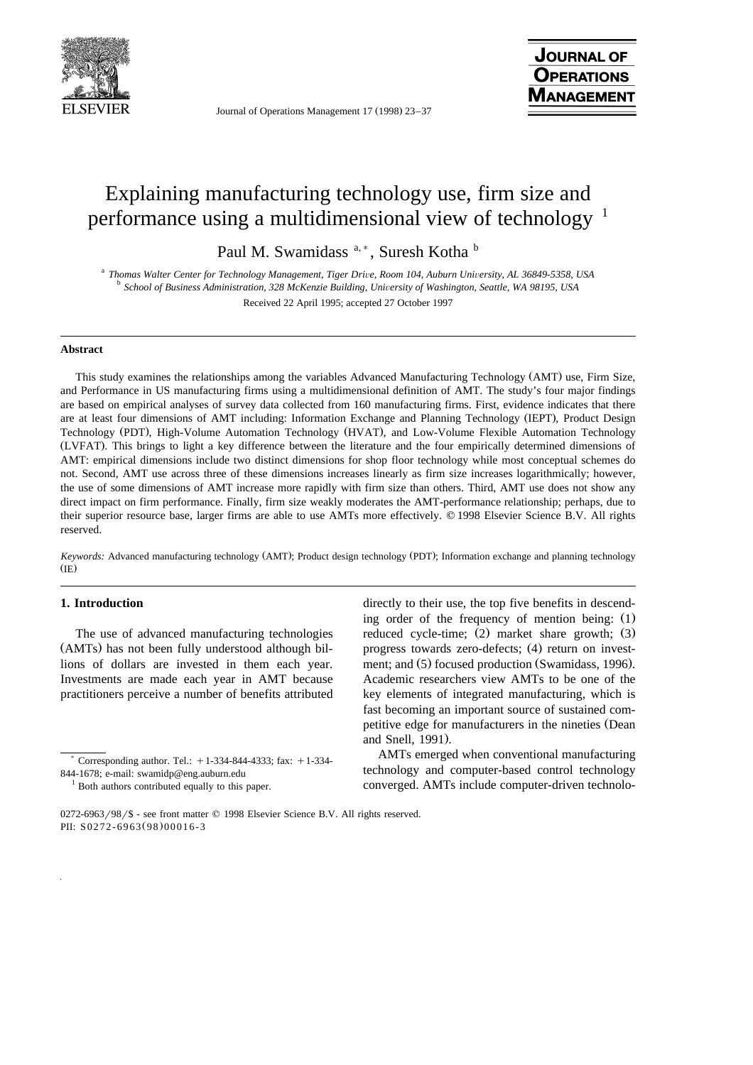# Explaining manufacturing technology use, firm size and performance using a multidimensional view of technology [1]

Paul M. Swamidass [a,*], Suresh Kotha [b]

[a] *Thomas Walter Center for Technology Management, Tiger Drive, Room 104, Auburn University, AL 36849-5358, USA*
[b] *School of Business Administration, 328 McKenzie Building, University of Washington, Seattle, WA 98195, USA*

Received 22 April 1995; accepted 27 October 1997

## Abstract

This study examines the relationships among the variables Advanced Manufacturing Technology (AMT) use, Firm Size, and Performance in US manufacturing firms using a multidimensional definition of AMT. The study's four major findings are based on empirical analyses of survey data collected from 160 manufacturing firms. First, evidence indicates that there are at least four dimensions of AMT including: Information Exchange and Planning Technology (IEPT), Product Design Technology (PDT), High-Volume Automation Technology (HVAT), and Low-Volume Flexible Automation Technology (LVFAT). This brings to light a key difference between the literature and the four empirically determined dimensions of AMT: empirical dimensions include two distinct dimensions for shop floor technology while most conceptual schemes do not. Second, AMT use across three of these dimensions increases linearly as firm size increases logarithmically; however, the use of some dimensions of AMT increase more rapidly with firm size than others. Third, AMT use does not show any direct impact on firm performance. Finally, firm size weakly moderates the AMT-performance relationship; perhaps, due to their superior resource base, larger firms are able to use AMTs more effectively. © 1998 Elsevier Science B.V. All rights reserved.

*Keywords:* Advanced manufacturing technology (AMT); Product design technology (PDT); Information exchange and planning technology (IE)

## 1. Introduction

The use of advanced manufacturing technologies (AMTs) has not been fully understood although billions of dollars are invested in them each year. Investments are made each year in AMT because practitioners perceive a number of benefits attributed directly to their use, the top five benefits in descending order of the frequency of mention being: (1) reduced cycle-time; (2) market share growth; (3) progress towards zero-defects; (4) return on investment; and (5) focused production (Swamidass, 1996). Academic researchers view AMTs to be one of the key elements of integrated manufacturing, which is fast becoming an important source of sustained competitive edge for manufacturers in the nineties (Dean and Snell, 1991).

AMTs emerged when conventional manufacturing technology and computer-based control technology converged. AMTs include computer-driven technolo-

---

[*] Corresponding author. Tel.: +1-334-844-4333; fax: +1-334-844-1678; e-mail: swamidp@eng.auburn.edu

[1] Both authors contributed equally to this paper.

0272-6963/98/$ - see front matter © 1998 Elsevier Science B.V. All rights reserved.
PII: S0272-6963(98)00016-3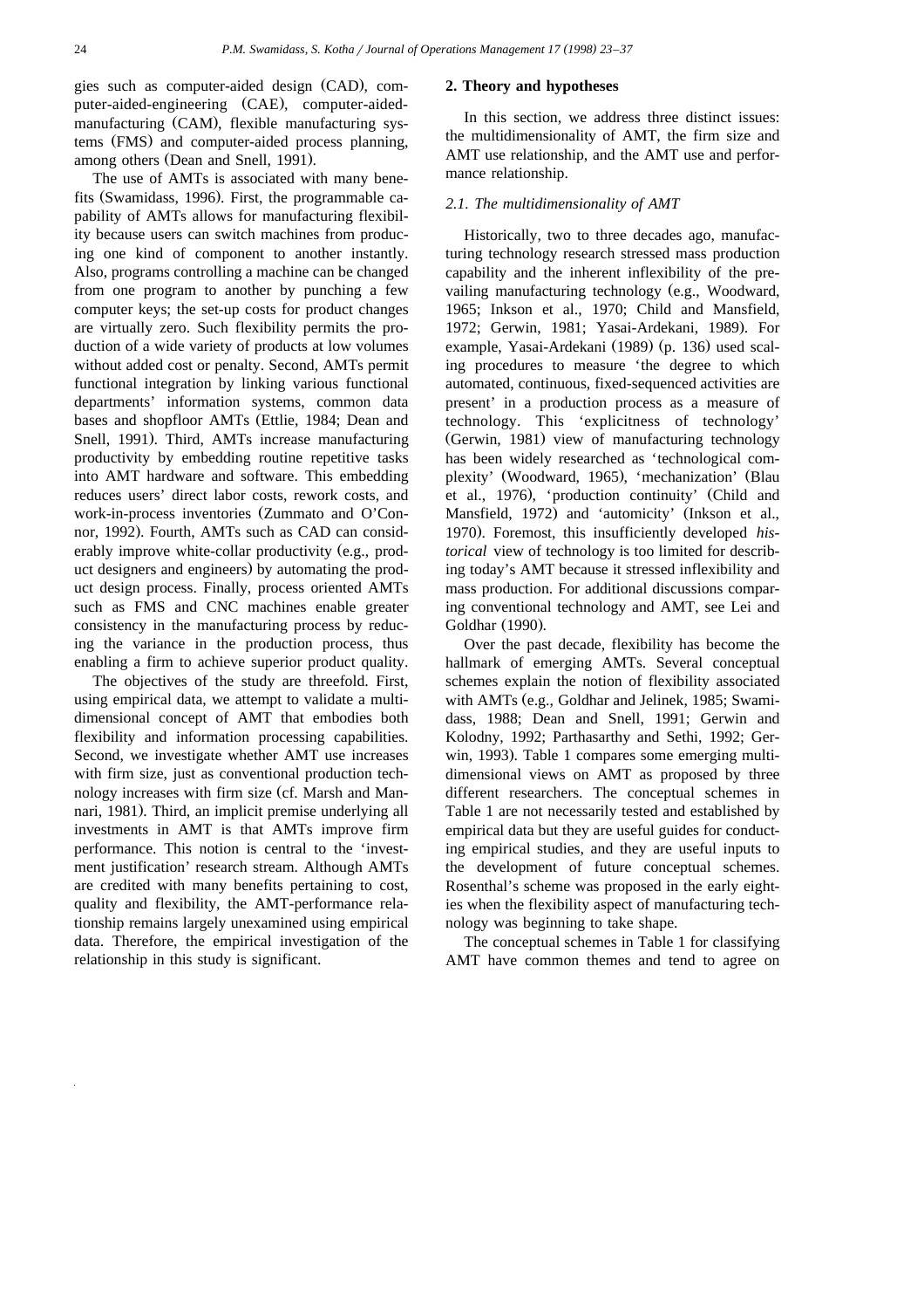gies such as computer-aided design (CAD), computer-aided-engineering (CAE), computer-aided-manufacturing (CAM), flexible manufacturing systems (FMS) and computer-aided process planning, among others (Dean and Snell, 1991).

The use of AMTs is associated with many benefits (Swamidass, 1996). First, the programmable capability of AMTs allows for manufacturing flexibility because users can switch machines from producing one kind of component to another instantly. Also, programs controlling a machine can be changed from one program to another by punching a few computer keys; the set-up costs for product changes are virtually zero. Such flexibility permits the production of a wide variety of products at low volumes without added cost or penalty. Second, AMTs permit functional integration by linking various functional departments' information systems, common data bases and shopfloor AMTs (Ettlie, 1984; Dean and Snell, 1991). Third, AMTs increase manufacturing productivity by embedding routine repetitive tasks into AMT hardware and software. This embedding reduces users' direct labor costs, rework costs, and work-in-process inventories (Zummato and O'Connor, 1992). Fourth, AMTs such as CAD can considerably improve white-collar productivity (e.g., product designers and engineers) by automating the product design process. Finally, process oriented AMTs such as FMS and CNC machines enable greater consistency in the manufacturing process by reducing the variance in the production process, thus enabling a firm to achieve superior product quality.

The objectives of the study are threefold. First, using empirical data, we attempt to validate a multidimensional concept of AMT that embodies both flexibility and information processing capabilities. Second, we investigate whether AMT use increases with firm size, just as conventional production technology increases with firm size (cf. Marsh and Mannari, 1981). Third, an implicit premise underlying all investments in AMT is that AMTs improve firm performance. This notion is central to the 'investment justification' research stream. Although AMTs are credited with many benefits pertaining to cost, quality and flexibility, the AMT-performance relationship remains largely unexamined using empirical data. Therefore, the empirical investigation of the relationship in this study is significant.

## 2. Theory and hypotheses

In this section, we address three distinct issues: the multidimensionality of AMT, the firm size and AMT use relationship, and the AMT use and performance relationship.

### 2.1. The multidimensionality of AMT

Historically, two to three decades ago, manufacturing technology research stressed mass production capability and the inherent inflexibility of the prevailing manufacturing technology (e.g., Woodward, 1965; Inkson et al., 1970; Child and Mansfield, 1972; Gerwin, 1981; Yasai-Ardekani, 1989). For example, Yasai-Ardekani (1989) (p. 136) used scaling procedures to measure 'the degree to which automated, continuous, fixed-sequenced activities are present' in a production process as a measure of technology. This 'explicitness of technology' (Gerwin, 1981) view of manufacturing technology has been widely researched as 'technological complexity' (Woodward, 1965), 'mechanization' (Blau et al., 1976), 'production continuity' (Child and Mansfield, 1972) and 'automicity' (Inkson et al., 1970). Foremost, this insufficiently developed *historical* view of technology is too limited for describing today's AMT because it stressed inflexibility and mass production. For additional discussions comparing conventional technology and AMT, see Lei and Goldhar (1990).

Over the past decade, flexibility has become the hallmark of emerging AMTs. Several conceptual schemes explain the notion of flexibility associated with AMTs (e.g., Goldhar and Jelinek, 1985; Swamidass, 1988; Dean and Snell, 1991; Gerwin and Kolodny, 1992; Parthasarthy and Sethi, 1992; Gerwin, 1993). Table 1 compares some emerging multidimensional views on AMT as proposed by three different researchers. The conceptual schemes in Table 1 are not necessarily tested and established by empirical data but they are useful guides for conducting empirical studies, and they are useful inputs to the development of future conceptual schemes. Rosenthal's scheme was proposed in the early eighties when the flexibility aspect of manufacturing technology was beginning to take shape.

The conceptual schemes in Table 1 for classifying AMT have common themes and tend to agree on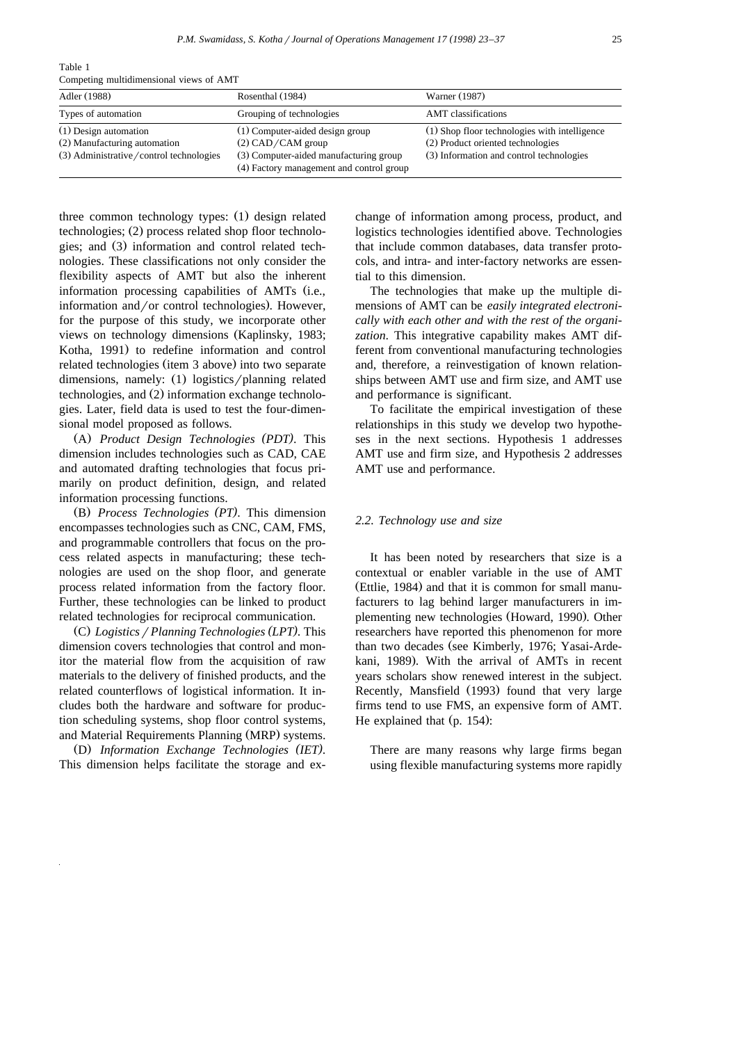Table 1
Competing multidimensional views of AMT

| Adler (1988) | Rosenthal (1984) | Warner (1987) |
|---|---|---|
| Types of automation | Grouping of technologies | AMT classifications |
| (1) Design automation<br>(2) Manufacturing automation<br>(3) Administrative/control technologies | (1) Computer-aided design group<br>(2) CAD/CAM group<br>(3) Computer-aided manufacturing group<br>(4) Factory management and control group | (1) Shop floor technologies with intelligence<br>(2) Product oriented technologies<br>(3) Information and control technologies |

three common technology types: (1) design related technologies; (2) process related shop floor technologies; and (3) information and control related technologies. These classifications not only consider the flexibility aspects of AMT but also the inherent information processing capabilities of AMTs (i.e., information and/or control technologies). However, for the purpose of this study, we incorporate other views on technology dimensions (Kaplinsky, 1983; Kotha, 1991) to redefine information and control related technologies (item 3 above) into two separate dimensions, namely: (1) logistics/planning related technologies, and (2) information exchange technologies. Later, field data is used to test the four-dimensional model proposed as follows.

(A) *Product Design Technologies (PDT)*. This dimension includes technologies such as CAD, CAE and automated drafting technologies that focus primarily on product definition, design, and related information processing functions.

(B) *Process Technologies (PT)*. This dimension encompasses technologies such as CNC, CAM, FMS, and programmable controllers that focus on the process related aspects in manufacturing; these technologies are used on the shop floor, and generate process related information from the factory floor. Further, these technologies can be linked to product related technologies for reciprocal communication.

(C) *Logistics/Planning Technologies (LPT)*. This dimension covers technologies that control and monitor the material flow from the acquisition of raw materials to the delivery of finished products, and the related counterflows of logistical information. It includes both the hardware and software for production scheduling systems, shop floor control systems, and Material Requirements Planning (MRP) systems.

(D) *Information Exchange Technologies (IET)*. This dimension helps facilitate the storage and exchange of information among process, product, and logistics technologies identified above. Technologies that include common databases, data transfer protocols, and intra- and inter-factory networks are essential to this dimension.

The technologies that make up the multiple dimensions of AMT can be *easily integrated electronically with each other and with the rest of the organization*. This integrative capability makes AMT different from conventional manufacturing technologies and, therefore, a reinvestigation of known relationships between AMT use and firm size, and AMT use and performance is significant.

To facilitate the empirical investigation of these relationships in this study we develop two hypotheses in the next sections. Hypothesis 1 addresses AMT use and firm size, and Hypothesis 2 addresses AMT use and performance.

### 2.2. Technology use and size

It has been noted by researchers that size is a contextual or enabler variable in the use of AMT (Ettlie, 1984) and that it is common for small manufacturers to lag behind larger manufacturers in implementing new technologies (Howard, 1990). Other researchers have reported this phenomenon for more than two decades (see Kimberly, 1976; Yasai-Ardekani, 1989). With the arrival of AMTs in recent years scholars show renewed interest in the subject. Recently, Mansfield (1993) found that very large firms tend to use FMS, an expensive form of AMT. He explained that (p. 154):

> There are many reasons why large firms began using flexible manufacturing systems more rapidly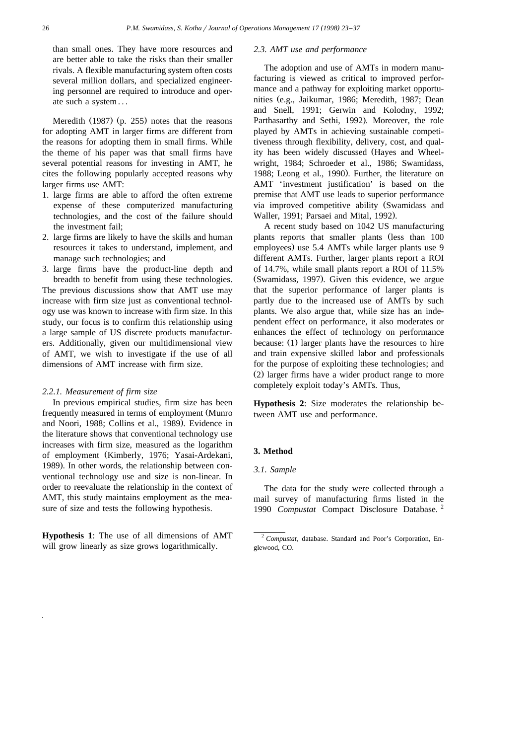than small ones. They have more resources and are better able to take the risks than their smaller rivals. A flexible manufacturing system often costs several million dollars, and specialized engineering personnel are required to introduce and operate such a system...

Meredith (1987) (p. 255) notes that the reasons for adopting AMT in larger firms are different from the reasons for adopting them in small firms. While the theme of his paper was that small firms have several potential reasons for investing in AMT, he cites the following popularly accepted reasons why larger firms use AMT:

1. large firms are able to afford the often extreme expense of these computerized manufacturing technologies, and the cost of the failure should the investment fail;
2. large firms are likely to have the skills and human resources it takes to understand, implement, and manage such technologies; and
3. large firms have the product-line depth and breadth to benefit from using these technologies.

The previous discussions show that AMT use may increase with firm size just as conventional technology use was known to increase with firm size. In this study, our focus is to confirm this relationship using a large sample of US discrete products manufacturers. Additionally, given our multidimensional view of AMT, we wish to investigate if the use of all dimensions of AMT increase with firm size.

#### 2.2.1. Measurement of firm size

In previous empirical studies, firm size has been frequently measured in terms of employment (Munro and Noori, 1988; Collins et al., 1989). Evidence in the literature shows that conventional technology use increases with firm size, measured as the logarithm of employment (Kimberly, 1976; Yasai-Ardekani, 1989). In other words, the relationship between conventional technology use and size is non-linear. In order to reevaluate the relationship in the context of AMT, this study maintains employment as the measure of size and tests the following hypothesis.

**Hypothesis 1**: The use of all dimensions of AMT will grow linearly as size grows logarithmically.

### 2.3. AMT use and performance

The adoption and use of AMTs in modern manufacturing is viewed as critical to improved performance and a pathway for exploiting market opportunities (e.g., Jaikumar, 1986; Meredith, 1987; Dean and Snell, 1991; Gerwin and Kolodny, 1992; Parthasarthy and Sethi, 1992). Moreover, the role played by AMTs in achieving sustainable competitiveness through flexibility, delivery, cost, and quality has been widely discussed (Hayes and Wheelwright, 1984; Schroeder et al., 1986; Swamidass, 1988; Leong et al., 1990). Further, the literature on AMT 'investment justification' is based on the premise that AMT use leads to superior performance via improved competitive ability (Swamidass and Waller, 1991; Parsaei and Mital, 1992).

A recent study based on 1042 US manufacturing plants reports that smaller plants (less than 100 employees) use 5.4 AMTs while larger plants use 9 different AMTs. Further, larger plants report a ROI of 14.7%, while small plants report a ROI of 11.5% (Swamidass, 1997). Given this evidence, we argue that the superior performance of larger plants is partly due to the increased use of AMTs by such plants. We also argue that, while size has an independent effect on performance, it also moderates or enhances the effect of technology on performance because: (1) larger plants have the resources to hire and train expensive skilled labor and professionals for the purpose of exploiting these technologies; and (2) larger firms have a wider product range to more completely exploit today's AMTs. Thus,

**Hypothesis 2**: Size moderates the relationship between AMT use and performance.

## 3. Method

### 3.1. Sample

The data for the study were collected through a mail survey of manufacturing firms listed in the 1990 *Compustat* Compact Disclosure Database. [2]

[2] *Compustat*, database. Standard and Poor's Corporation, Englewood, CO.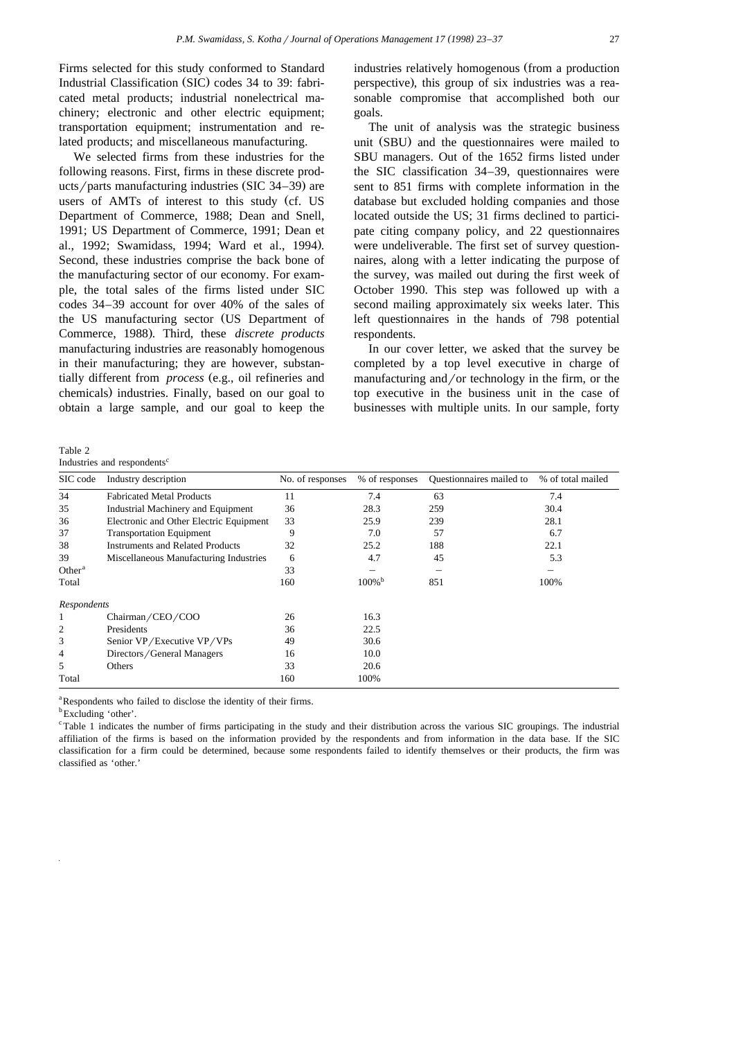Firms selected for this study conformed to Standard Industrial Classification (SIC) codes 34 to 39: fabricated metal products; industrial nonelectrical machinery; electronic and other electric equipment; transportation equipment; instrumentation and related products; and miscellaneous manufacturing.

We selected firms from these industries for the following reasons. First, firms in these discrete products/parts manufacturing industries (SIC 34–39) are users of AMTs of interest to this study (cf. US Department of Commerce, 1988; Dean and Snell, 1991; US Department of Commerce, 1991; Dean et al., 1992; Swamidass, 1994; Ward et al., 1994). Second, these industries comprise the back bone of the manufacturing sector of our economy. For example, the total sales of the firms listed under SIC codes 34–39 account for over 40% of the sales of the US manufacturing sector (US Department of Commerce, 1988). Third, these *discrete products* manufacturing industries are reasonably homogenous in their manufacturing; they are however, substantially different from *process* (e.g., oil refineries and chemicals) industries. Finally, based on our goal to obtain a large sample, and our goal to keep the industries relatively homogenous (from a production perspective), this group of six industries was a reasonable compromise that accomplished both our goals.

The unit of analysis was the strategic business unit (SBU) and the questionnaires were mailed to SBU managers. Out of the 1652 firms listed under the SIC classification 34–39, questionnaires were sent to 851 firms with complete information in the database but excluded holding companies and those located outside the US; 31 firms declined to participate citing company policy, and 22 questionnaires were undeliverable. The first set of survey questionnaires, along with a letter indicating the purpose of the survey, was mailed out during the first week of October 1990. This step was followed up with a second mailing approximately six weeks later. This left questionnaires in the hands of 798 potential respondents.

In our cover letter, we asked that the survey be completed by a top level executive in charge of manufacturing and/or technology in the firm, or the top executive in the business unit in the case of businesses with multiple units. In our sample, forty

Table 2
Industries and respondents[c]

| SIC code | Industry description | No. of responses | % of responses | Questionnaires mailed to | % of total mailed |
|---|---|---|---|---|---|
| 34 | Fabricated Metal Products | 11 | 7.4 | 63 | 7.4 |
| 35 | Industrial Machinery and Equipment | 36 | 28.3 | 259 | 30.4 |
| 36 | Electronic and Other Electric Equipment | 33 | 25.9 | 239 | 28.1 |
| 37 | Transportation Equipment | 9 | 7.0 | 57 | 6.7 |
| 38 | Instruments and Related Products | 32 | 25.2 | 188 | 22.1 |
| 39 | Miscellaneous Manufacturing Industries | 6 | 4.7 | 45 | 5.3 |
| Other[a] | | 33 | – | – | – |
| Total | | 160 | 100%[b] | 851 | 100% |
| *Respondents* | | | | | |
| 1 | Chairman/CEO/COO | 26 | 16.3 | | |
| 2 | Presidents | 36 | 22.5 | | |
| 3 | Senior VP/Executive VP/VPs | 49 | 30.6 | | |
| 4 | Directors/General Managers | 16 | 10.0 | | |
| 5 | Others | 33 | 20.6 | | |
| Total | | 160 | 100% | | |

[a] Respondents who failed to disclose the identity of their firms.

[b] Excluding 'other'.

[c] Table 1 indicates the number of firms participating in the study and their distribution across the various SIC groupings. The industrial affiliation of the firms is based on the information provided by the respondents and from information in the data base. If the SIC classification for a firm could be determined, because some respondents failed to identify themselves or their products, the firm was classified as 'other.'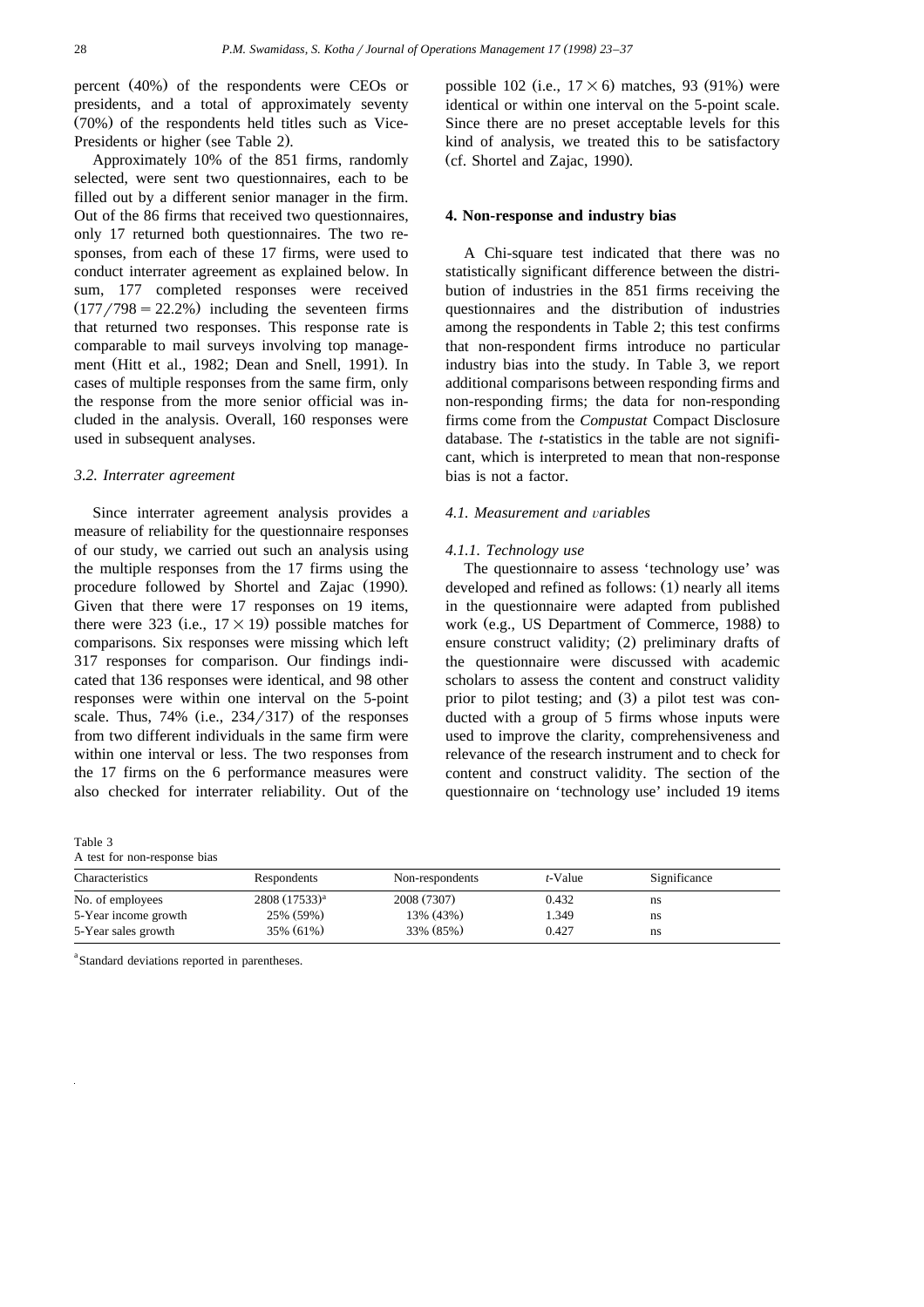percent (40%) of the respondents were CEOs or presidents, and a total of approximately seventy (70%) of the respondents held titles such as Vice-Presidents or higher (see Table 2).

Approximately 10% of the 851 firms, randomly selected, were sent two questionnaires, each to be filled out by a different senior manager in the firm. Out of the 86 firms that received two questionnaires, only 17 returned both questionnaires. The two responses, from each of these 17 firms, were used to conduct interrater agreement as explained below. In sum, 177 completed responses were received $(177/798 = 22.2\%)$ including the seventeen firms that returned two responses. This response rate is comparable to mail surveys involving top management (Hitt et al., 1982; Dean and Snell, 1991). In cases of multiple responses from the same firm, only the response from the more senior official was included in the analysis. Overall, 160 responses were used in subsequent analyses.

### 3.2. Interrater agreement

Since interrater agreement analysis provides a measure of reliability for the questionnaire responses of our study, we carried out such an analysis using the multiple responses from the 17 firms using the procedure followed by Shortel and Zajac (1990). Given that there were 17 responses on 19 items, there were 323 (i.e., $17 \times 19$) possible matches for comparisons. Six responses were missing which left 317 responses for comparison. Our findings indicated that 136 responses were identical, and 98 other responses were within one interval on the 5-point scale. Thus, 74% (i.e., $234/317$) of the responses from two different individuals in the same firm were within one interval or less. The two responses from the 17 firms on the 6 performance measures were also checked for interrater reliability. Out of the possible 102 (i.e., $17 \times 6$) matches, 93 (91%) were identical or within one interval on the 5-point scale. Since there are no preset acceptable levels for this kind of analysis, we treated this to be satisfactory (cf. Shortel and Zajac, 1990).

## 4. Non-response and industry bias

A Chi-square test indicated that there was no statistically significant difference between the distribution of industries in the 851 firms receiving the questionnaires and the distribution of industries among the respondents in Table 2; this test confirms that non-respondent firms introduce no particular industry bias into the study. In Table 3, we report additional comparisons between responding firms and non-responding firms; the data for non-responding firms come from the *Compustat* Compact Disclosure database. The *t*-statistics in the table are not significant, which is interpreted to mean that non-response bias is not a factor.

### 4.1. Measurement and variables

#### 4.1.1. Technology use

The questionnaire to assess 'technology use' was developed and refined as follows: (1) nearly all items in the questionnaire were adapted from published work (e.g., US Department of Commerce, 1988) to ensure construct validity; (2) preliminary drafts of the questionnaire were discussed with academic scholars to assess the content and construct validity prior to pilot testing; and (3) a pilot test was conducted with a group of 5 firms whose inputs were used to improve the clarity, comprehensiveness and relevance of the research instrument and to check for content and construct validity. The section of the questionnaire on 'technology use' included 19 items

Table 3
A test for non-response bias

| Characteristics | Respondents | Non-respondents | *t*-Value | Significance |
|---|---|---|---|---|
| No. of employees | 2808 (17533)[a] | 2008 (7307) | 0.432 | ns |
| 5-Year income growth | 25% (59%) | 13% (43%) | 1.349 | ns |
| 5-Year sales growth | 35% (61%) | 33% (85%) | 0.427 | ns |

[a] Standard deviations reported in parentheses.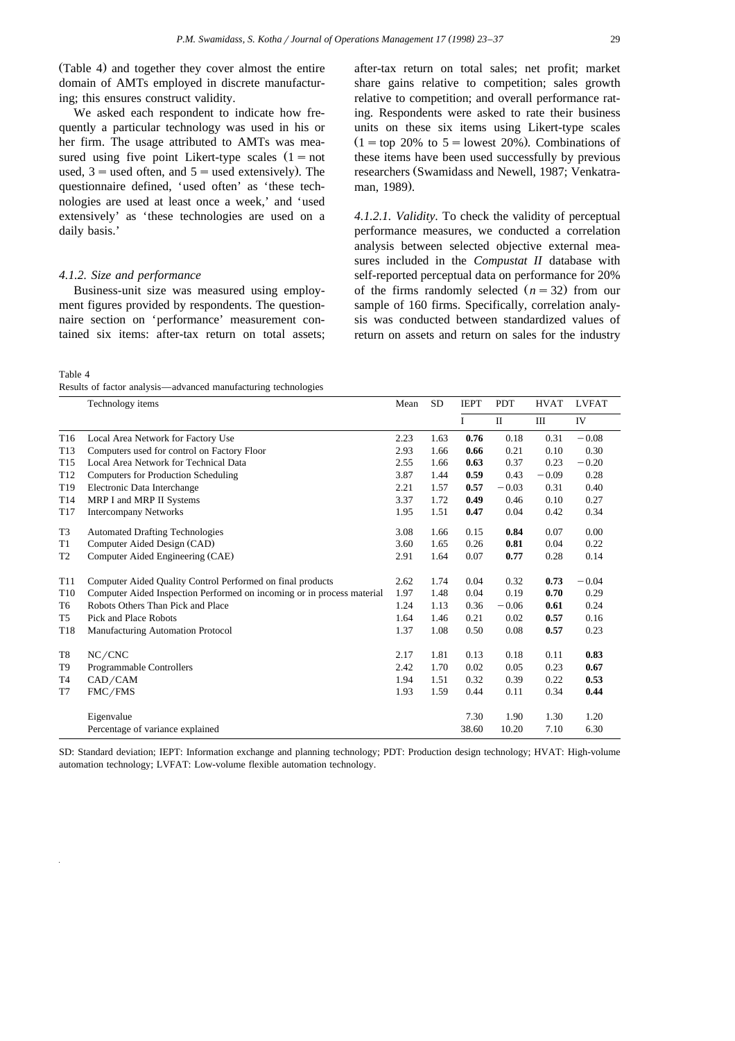(Table 4) and together they cover almost the entire domain of AMTs employed in discrete manufacturing; this ensures construct validity.

We asked each respondent to indicate how frequently a particular technology was used in his or her firm. The usage attributed to AMTs was measured using five point Likert-type scales (1 = not used, 3 = used often, and 5 = used extensively). The questionnaire defined, 'used often' as 'these technologies are used at least once a week,' and 'used extensively' as 'these technologies are used on a daily basis.'

#### 4.1.2. Size and performance

Business-unit size was measured using employment figures provided by respondents. The questionnaire section on 'performance' measurement contained six items: after-tax return on total assets; after-tax return on total sales; net profit; market share gains relative to competition; sales growth relative to competition; and overall performance rating. Respondents were asked to rate their business units on these six items using Likert-type scales (1 = top 20% to 5 = lowest 20%). Combinations of these items have been used successfully by previous researchers (Swamidass and Newell, 1987; Venkatraman, 1989).

*4.1.2.1. Validity.* To check the validity of perceptual performance measures, we conducted a correlation analysis between selected objective external measures included in the *Compustat II* database with self-reported perceptual data on performance for 20% of the firms randomly selected ($n = 32$) from our sample of 160 firms. Specifically, correlation analysis was conducted between standardized values of return on assets and return on sales for the industry

Table 4
Results of factor analysis—advanced manufacturing technologies

| | Technology items | Mean | SD | IEPT | PDT | HVAT | LVFAT |
|---|---|---|---|---|---|---|---|
| | | | | I | II | III | IV |
| T16 | Local Area Network for Factory Use | 2.23 | 1.63 | **0.76** | 0.18 | 0.31 | −0.08 |
| T13 | Computers used for control on Factory Floor | 2.93 | 1.66 | **0.66** | 0.21 | 0.10 | 0.30 |
| T15 | Local Area Network for Technical Data | 2.55 | 1.66 | **0.63** | 0.37 | 0.23 | −0.20 |
| T12 | Computers for Production Scheduling | 3.87 | 1.44 | **0.59** | 0.43 | −0.09 | 0.28 |
| T19 | Electronic Data Interchange | 2.21 | 1.57 | **0.57** | −0.03 | 0.31 | 0.40 |
| T14 | MRP I and MRP II Systems | 3.37 | 1.72 | **0.49** | 0.46 | 0.10 | 0.27 |
| T17 | Intercompany Networks | 1.95 | 1.51 | **0.47** | 0.04 | 0.42 | 0.34 |
| T3 | Automated Drafting Technologies | 3.08 | 1.66 | 0.15 | **0.84** | 0.07 | 0.00 |
| T1 | Computer Aided Design (CAD) | 3.60 | 1.65 | 0.26 | **0.81** | 0.04 | 0.22 |
| T2 | Computer Aided Engineering (CAE) | 2.91 | 1.64 | 0.07 | **0.77** | 0.28 | 0.14 |
| T11 | Computer Aided Quality Control Performed on final products | 2.62 | 1.74 | 0.04 | 0.32 | **0.73** | −0.04 |
| T10 | Computer Aided Inspection Performed on incoming or in process material | 1.97 | 1.48 | 0.04 | 0.19 | **0.70** | 0.29 |
| T6 | Robots Others Than Pick and Place | 1.24 | 1.13 | 0.36 | −0.06 | **0.61** | 0.24 |
| T5 | Pick and Place Robots | 1.64 | 1.46 | 0.21 | 0.02 | **0.57** | 0.16 |
| T18 | Manufacturing Automation Protocol | 1.37 | 1.08 | 0.50 | 0.08 | **0.57** | 0.23 |
| T8 | NC/CNC | 2.17 | 1.81 | 0.13 | 0.18 | 0.11 | **0.83** |
| T9 | Programmable Controllers | 2.42 | 1.70 | 0.02 | 0.05 | 0.23 | **0.67** |
| T4 | CAD/CAM | 1.94 | 1.51 | 0.32 | 0.39 | 0.22 | **0.53** |
| T7 | FMC/FMS | 1.93 | 1.59 | 0.44 | 0.11 | 0.34 | **0.44** |
| | Eigenvalue | | | 7.30 | 1.90 | 1.30 | 1.20 |
| | Percentage of variance explained | | | 38.60 | 10.20 | 7.10 | 6.30 |

SD: Standard deviation; IEPT: Information exchange and planning technology; PDT: Production design technology; HVAT: High-volume automation technology; LVFAT: Low-volume flexible automation technology.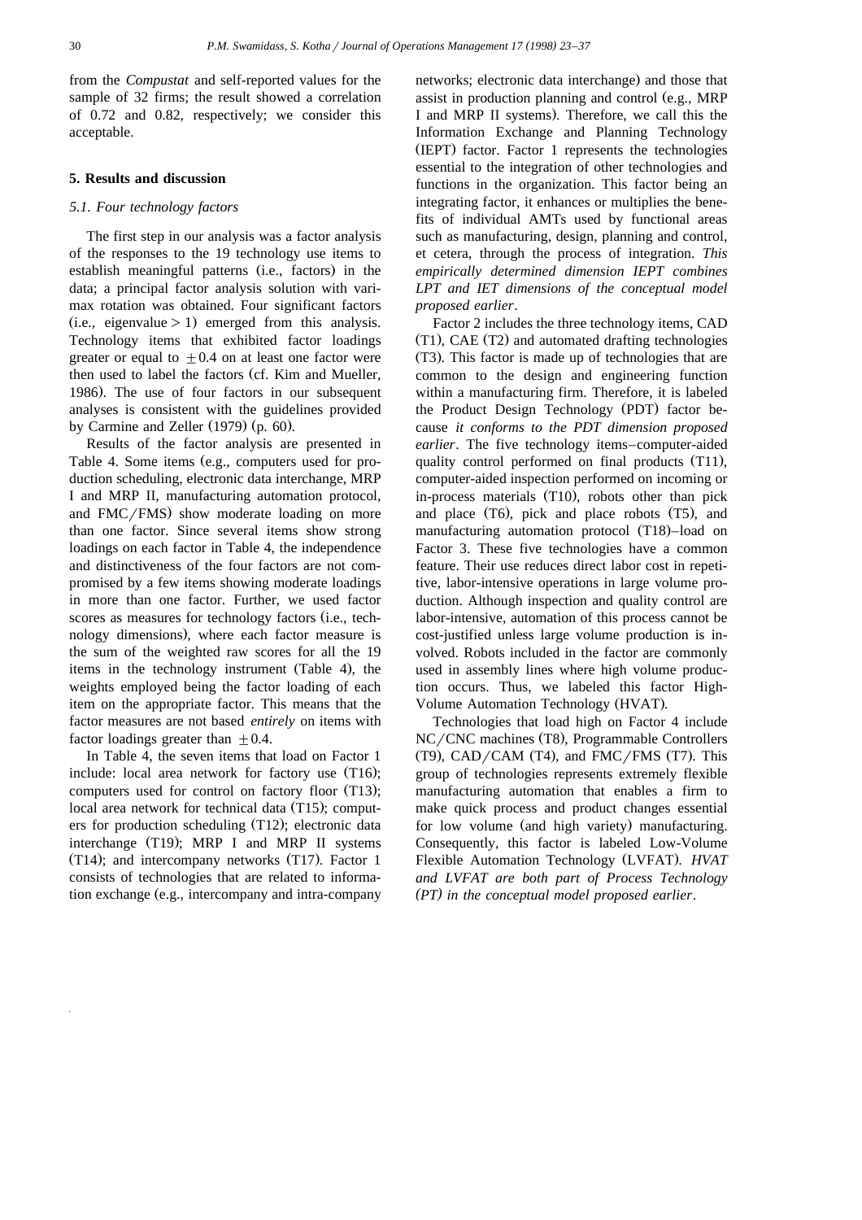from the *Compustat* and self-reported values for the sample of 32 firms; the result showed a correlation of 0.72 and 0.82, respectively; we consider this acceptable.

## 5. Results and discussion

### 5.1. Four technology factors

The first step in our analysis was a factor analysis of the responses to the 19 technology use items to establish meaningful patterns (i.e., factors) in the data; a principal factor analysis solution with varimax rotation was obtained. Four significant factors (i.e., eigenvalue $> 1$) emerged from this analysis. Technology items that exhibited factor loadings greater or equal to $\pm 0.4$ on at least one factor were then used to label the factors (cf. Kim and Mueller, 1986). The use of four factors in our subsequent analyses is consistent with the guidelines provided by Carmine and Zeller (1979) (p. 60).

Results of the factor analysis are presented in Table 4. Some items (e.g., computers used for production scheduling, electronic data interchange, MRP I and MRP II, manufacturing automation protocol, and FMC/FMS) show moderate loading on more than one factor. Since several items show strong loadings on each factor in Table 4, the independence and distinctiveness of the four factors are not compromised by a few items showing moderate loadings in more than one factor. Further, we used factor scores as measures for technology factors (i.e., technology dimensions), where each factor measure is the sum of the weighted raw scores for all the 19 items in the technology instrument (Table 4), the weights employed being the factor loading of each item on the appropriate factor. This means that the factor measures are not based *entirely* on items with factor loadings greater than $\pm 0.4$.

In Table 4, the seven items that load on Factor 1 include: local area network for factory use (T16); computers used for control on factory floor (T13); local area network for technical data (T15); computers for production scheduling (T12); electronic data interchange (T19); MRP I and MRP II systems (T14); and intercompany networks (T17). Factor 1 consists of technologies that are related to information exchange (e.g., intercompany and intra-company networks; electronic data interchange) and those that assist in production planning and control (e.g., MRP I and MRP II systems). Therefore, we call this the Information Exchange and Planning Technology (IEPT) factor. Factor 1 represents the technologies essential to the integration of other technologies and functions in the organization. This factor being an integrating factor, it enhances or multiplies the benefits of individual AMTs used by functional areas such as manufacturing, design, planning and control, et cetera, through the process of integration. *This empirically determined dimension IEPT combines LPT and IET dimensions of the conceptual model proposed earlier*.

Factor 2 includes the three technology items, CAD (T1), CAE (T2) and automated drafting technologies (T3). This factor is made up of technologies that are common to the design and engineering function within a manufacturing firm. Therefore, it is labeled the Product Design Technology (PDT) factor because *it conforms to the PDT dimension proposed earlier*. The five technology items–computer-aided quality control performed on final products (T11), computer-aided inspection performed on incoming or in-process materials (T10), robots other than pick and place (T6), pick and place robots (T5), and manufacturing automation protocol (T18)–load on Factor 3. These five technologies have a common feature. Their use reduces direct labor cost in repetitive, labor-intensive operations in large volume production. Although inspection and quality control are labor-intensive, automation of this process cannot be cost-justified unless large volume production is involved. Robots included in the factor are commonly used in assembly lines where high volume production occurs. Thus, we labeled this factor High-Volume Automation Technology (HVAT).

Technologies that load high on Factor 4 include NC/CNC machines (T8), Programmable Controllers (T9), CAD/CAM (T4), and FMC/FMS (T7). This group of technologies represents extremely flexible manufacturing automation that enables a firm to make quick process and product changes essential for low volume (and high variety) manufacturing. Consequently, this factor is labeled Low-Volume Flexible Automation Technology (LVFAT). *HVAT and LVFAT are both part of Process Technology (PT) in the conceptual model proposed earlier*.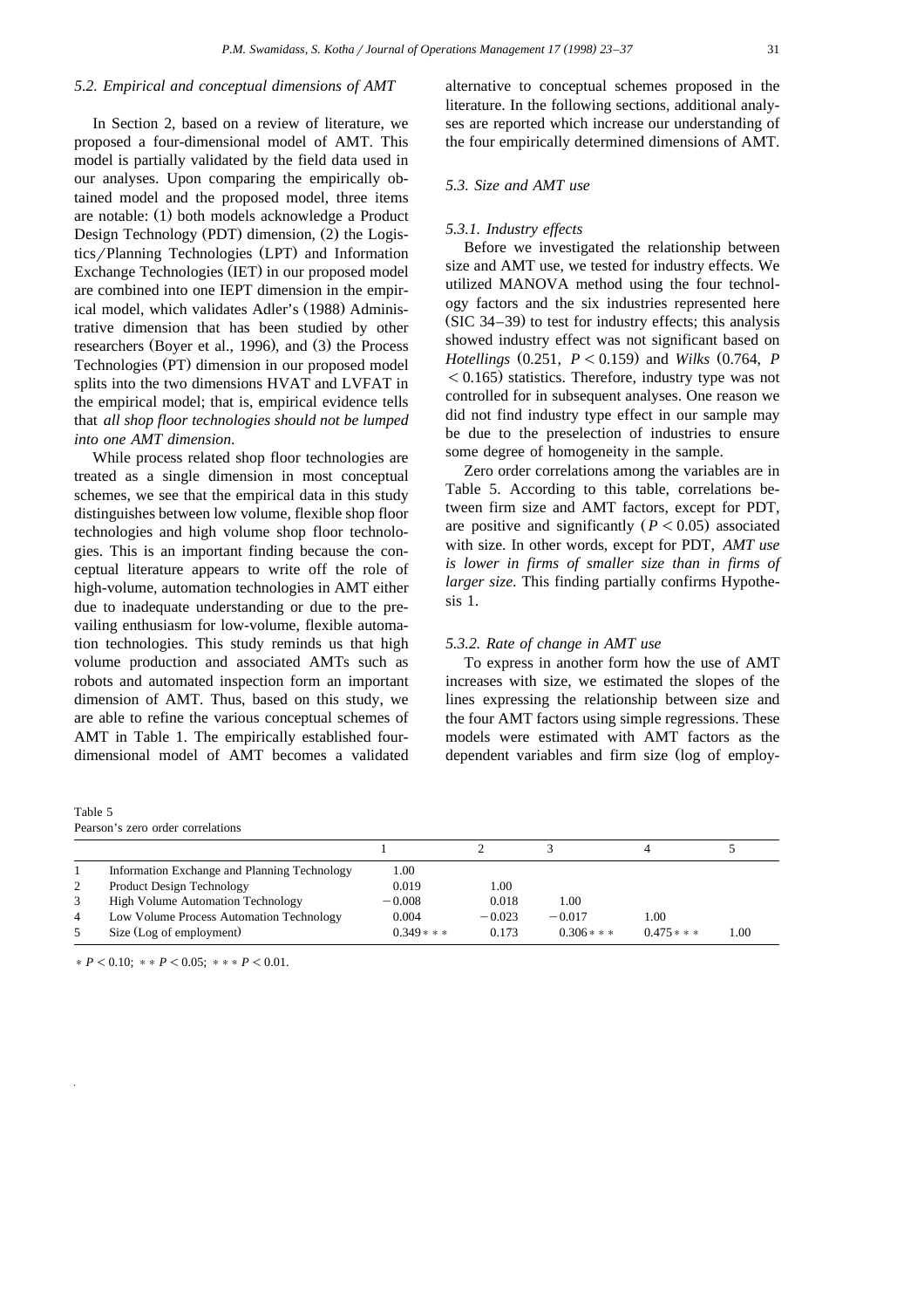### 5.2. Empirical and conceptual dimensions of AMT

In Section 2, based on a review of literature, we proposed a four-dimensional model of AMT. This model is partially validated by the field data used in our analyses. Upon comparing the empirically obtained model and the proposed model, three items are notable: (1) both models acknowledge a Product Design Technology (PDT) dimension, (2) the Logistics/Planning Technologies (LPT) and Information Exchange Technologies (IET) in our proposed model are combined into one IEPT dimension in the empirical model, which validates Adler's (1988) Administrative dimension that has been studied by other researchers (Boyer et al., 1996), and (3) the Process Technologies (PT) dimension in our proposed model splits into the two dimensions HVAT and LVFAT in the empirical model; that is, empirical evidence tells that *all shop floor technologies should not be lumped into one AMT dimension*.

While process related shop floor technologies are treated as a single dimension in most conceptual schemes, we see that the empirical data in this study distinguishes between low volume, flexible shop floor technologies and high volume shop floor technologies. This is an important finding because the conceptual literature appears to write off the role of high-volume, automation technologies in AMT either due to inadequate understanding or due to the prevailing enthusiasm for low-volume, flexible automation technologies. This study reminds us that high volume production and associated AMTs such as robots and automated inspection form an important dimension of AMT. Thus, based on this study, we are able to refine the various conceptual schemes of AMT in Table 1. The empirically established four-dimensional model of AMT becomes a validated alternative to conceptual schemes proposed in the literature. In the following sections, additional analyses are reported which increase our understanding of the four empirically determined dimensions of AMT.

### 5.3. Size and AMT use

#### 5.3.1. Industry effects

Before we investigated the relationship between size and AMT use, we tested for industry effects. We utilized MANOVA method using the four technology factors and the six industries represented here (SIC 34–39) to test for industry effects; this analysis showed industry effect was not significant based on *Hotellings* (0.251, $P < 0.159$) and *Wilks* (0.764, $P < 0.165$) statistics. Therefore, industry type was not controlled for in subsequent analyses. One reason we did not find industry type effect in our sample may be due to the preselection of industries to ensure some degree of homogeneity in the sample.

Zero order correlations among the variables are in Table 5. According to this table, correlations between firm size and AMT factors, except for PDT, are positive and significantly ($P < 0.05$) associated with size. In other words, except for PDT, *AMT use is lower in firms of smaller size than in firms of larger size*. This finding partially confirms Hypothesis 1.

#### 5.3.2. Rate of change in AMT use

To express in another form how the use of AMT increases with size, we estimated the slopes of the lines expressing the relationship between size and the four AMT factors using simple regressions. These models were estimated with AMT factors as the dependent variables and firm size (log of employ-

Table 5
Pearson's zero order correlations

| | | 1 | 2 | 3 | 4 | 5 |
|---|---|---|---|---|---|---|
| 1 | Information Exchange and Planning Technology | 1.00 | | | | |
| 2 | Product Design Technology | 0.019 | 1.00 | | | |
| 3 | High Volume Automation Technology | −0.008 | 0.018 | 1.00 | | |
| 4 | Low Volume Process Automation Technology | 0.004 | −0.023 | −0.017 | 1.00 | |
| 5 | Size (Log of employment) | 0.349*** | 0.173 | 0.306*** | 0.475*** | 1.00 |

* $P < 0.10$; ** $P < 0.05$; *** $P < 0.01$.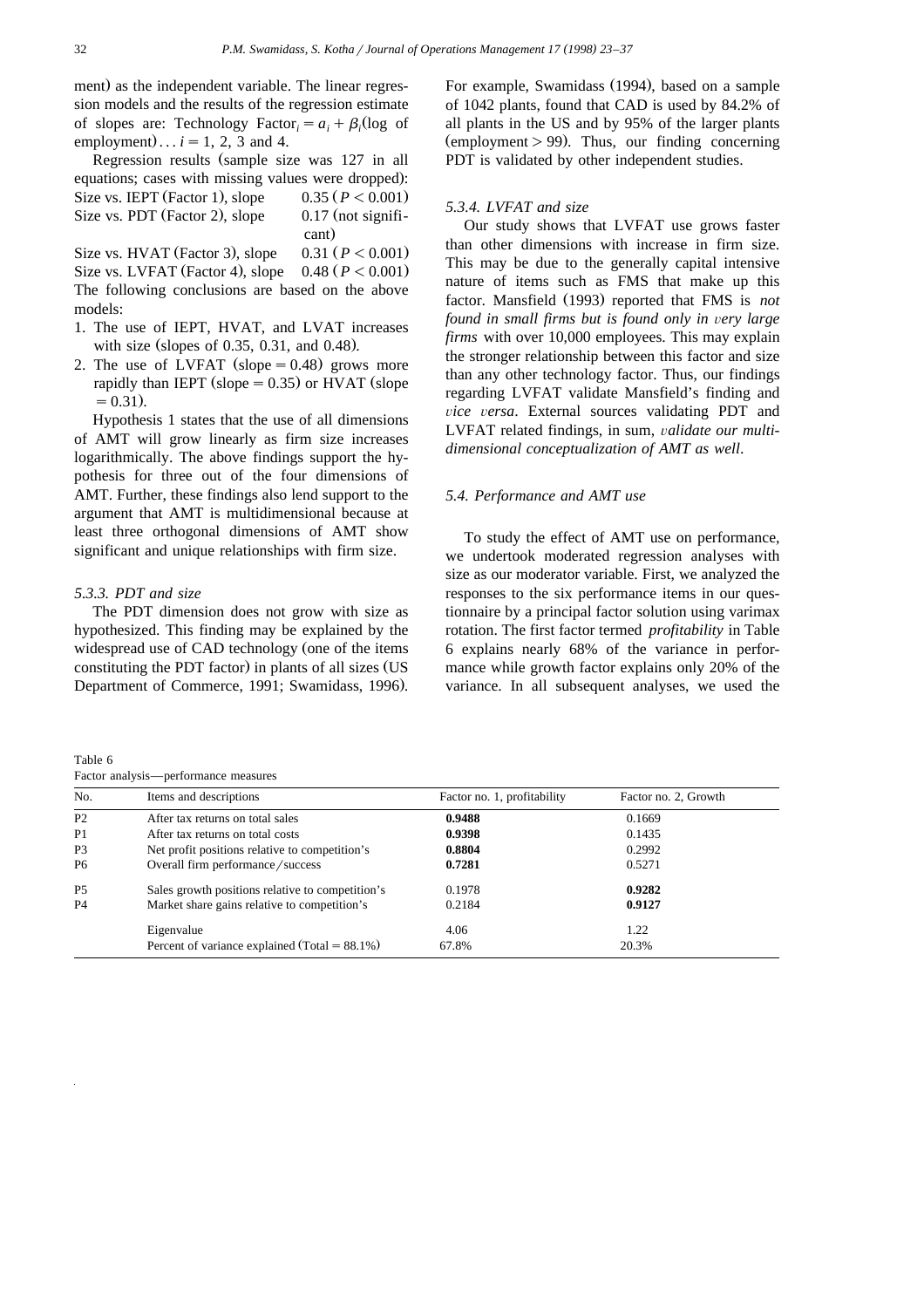ment) as the independent variable. The linear regression models and the results of the regression estimate of slopes are: Technology $\text{Factor}_i = a_i + \beta_i(\log \text{ of employment}) \ldots i = 1, 2, 3$ and 4.

Regression results (sample size was 127 in all equations; cases with missing values were dropped):

Size vs. IEPT (Factor 1), slope 0.35 ($P < 0.001$)
Size vs. PDT (Factor 2), slope 0.17 (not significant)
Size vs. HVAT (Factor 3), slope 0.31 ($P < 0.001$)
Size vs. LVFAT (Factor 4), slope 0.48 ($P < 0.001$)

The following conclusions are based on the above models:

1. The use of IEPT, HVAT, and LVAT increases with size (slopes of 0.35, 0.31, and 0.48).
2. The use of LVFAT (slope = 0.48) grows more rapidly than IEPT (slope = 0.35) or HVAT (slope = 0.31).

Hypothesis 1 states that the use of all dimensions of AMT will grow linearly as firm size increases logarithmically. The above findings support the hypothesis for three out of the four dimensions of AMT. Further, these findings also lend support to the argument that AMT is multidimensional because at least three orthogonal dimensions of AMT show significant and unique relationships with firm size.

### 5.3.3. PDT and size

The PDT dimension does not grow with size as hypothesized. This finding may be explained by the widespread use of CAD technology (one of the items constituting the PDT factor) in plants of all sizes (US Department of Commerce, 1991; Swamidass, 1996). For example, Swamidass (1994), based on a sample of 1042 plants, found that CAD is used by 84.2% of all plants in the US and by 95% of the larger plants (employment > 99). Thus, our finding concerning PDT is validated by other independent studies.

### 5.3.4. LVFAT and size

Our study shows that LVFAT use grows faster than other dimensions with increase in firm size. This may be due to the generally capital intensive nature of items such as FMS that make up this factor. Mansfield (1993) reported that FMS is *not found in small firms but is found only in very large firms* with over 10,000 employees. This may explain the stronger relationship between this factor and size than any other technology factor. Thus, our findings regarding LVFAT validate Mansfield's finding and *vice versa*. External sources validating PDT and LVFAT related findings, in sum, *validate our multidimensional conceptualization of AMT as well*.

## 5.4. Performance and AMT use

To study the effect of AMT use on performance, we undertook moderated regression analyses with size as our moderator variable. First, we analyzed the responses to the six performance items in our questionnaire by a principal factor solution using varimax rotation. The first factor termed *profitability* in Table 6 explains nearly 68% of the variance in performance while growth factor explains only 20% of the variance. In all subsequent analyses, we used the

Table 6
Factor analysis—performance measures

| No. | Items and descriptions | Factor no. 1, profitability | Factor no. 2, Growth |
|---|---|---|---|
| P2 | After tax returns on total sales | **0.9488** | 0.1669 |
| P1 | After tax returns on total costs | **0.9398** | 0.1435 |
| P3 | Net profit positions relative to competition's | **0.8804** | 0.2992 |
| P6 | Overall firm performance/success | **0.7281** | 0.5271 |
| P5 | Sales growth positions relative to competition's | 0.1978 | **0.9282** |
| P4 | Market share gains relative to competition's | 0.2184 | **0.9127** |
| | Eigenvalue | 4.06 | 1.22 |
| | Percent of variance explained (Total = 88.1%) | 67.8% | 20.3% |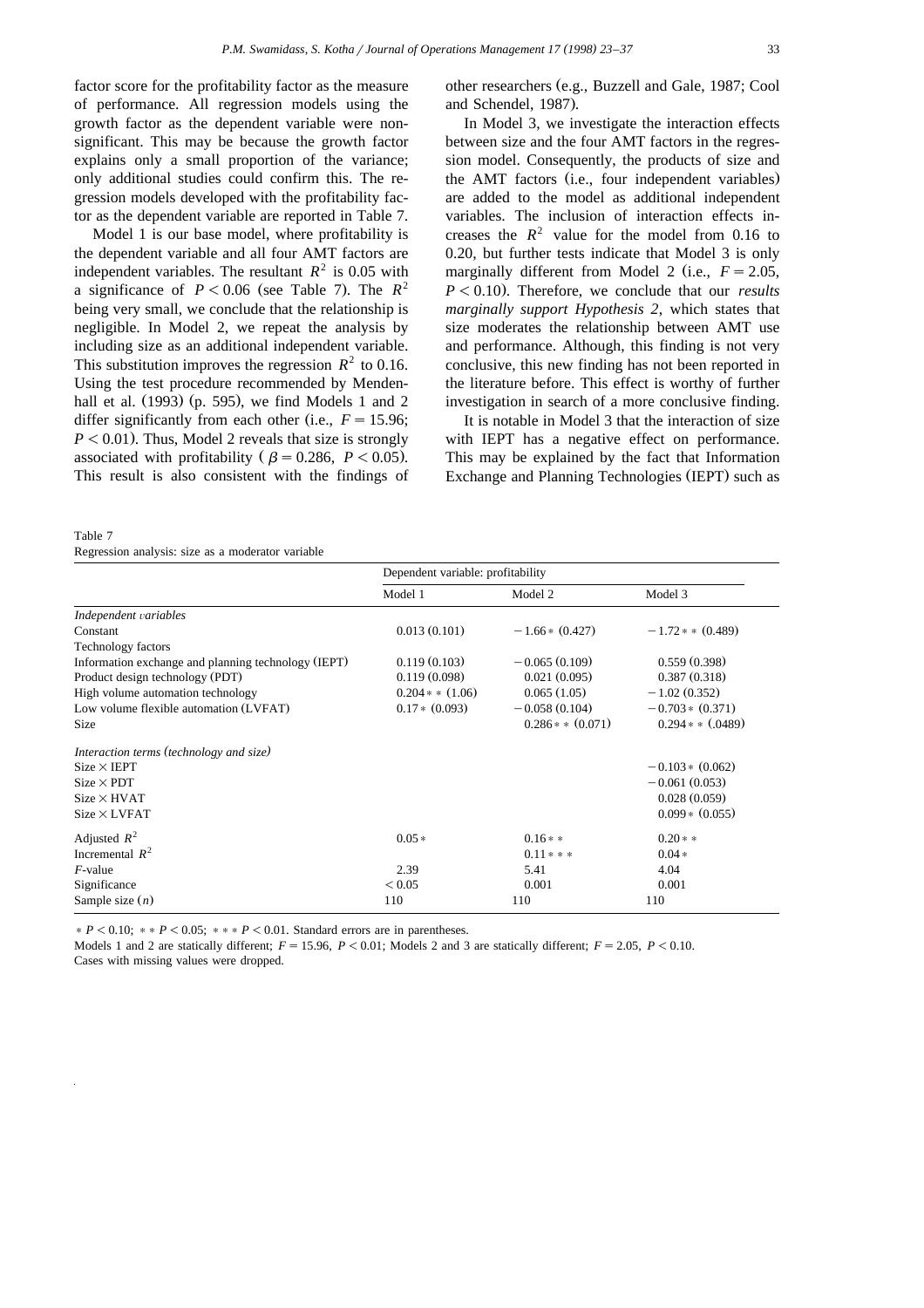factor score for the profitability factor as the measure of performance. All regression models using the growth factor as the dependent variable were non-significant. This may be because the growth factor explains only a small proportion of the variance; only additional studies could confirm this. The regression models developed with the profitability factor as the dependent variable are reported in Table 7.

Model 1 is our base model, where profitability is the dependent variable and all four AMT factors are independent variables. The resultant $R^2$ is 0.05 with a significance of $P < 0.06$ (see Table 7). The $R^2$ being very small, we conclude that the relationship is negligible. In Model 2, we repeat the analysis by including size as an additional independent variable. This substitution improves the regression $R^2$ to 0.16. Using the test procedure recommended by Mendenhall et al. (1993) (p. 595), we find Models 1 and 2 differ significantly from each other (i.e., $F = 15.96$; $P < 0.01$). Thus, Model 2 reveals that size is strongly associated with profitability ($\beta = 0.286$, $P < 0.05$). This result is also consistent with the findings of other researchers (e.g., Buzzell and Gale, 1987; Cool and Schendel, 1987).

In Model 3, we investigate the interaction effects between size and the four AMT factors in the regression model. Consequently, the products of size and the AMT factors (i.e., four independent variables) are added to the model as additional independent variables. The inclusion of interaction effects increases the $R^2$ value for the model from 0.16 to 0.20, but further tests indicate that Model 3 is only marginally different from Model 2 (i.e., $F = 2.05$, $P < 0.10$). Therefore, we conclude that our *results marginally support Hypothesis 2*, which states that size moderates the relationship between AMT use and performance. Although, this finding is not very conclusive, this new finding has not been reported in the literature before. This effect is worthy of further investigation in search of a more conclusive finding.

It is notable in Model 3 that the interaction of size with IEPT has a negative effect on performance. This may be explained by the fact that Information Exchange and Planning Technologies (IEPT) such as

Table 7
Regression analysis: size as a moderator variable

| | Dependent variable: profitability | | |
|---|---|---|---|
| | Model 1 | Model 2 | Model 3 |
| *Independent variables* | | | |
| Constant | 0.013 (0.101) | −1.66* (0.427) | −1.72** (0.489) |
| Technology factors | | | |
| Information exchange and planning technology (IEPT) | 0.119 (0.103) | −0.065 (0.109) | 0.559 (0.398) |
| Product design technology (PDT) | 0.119 (0.098) | 0.021 (0.095) | 0.387 (0.318) |
| High volume automation technology | 0.204** (1.06) | 0.065 (1.05) | −1.02 (0.352) |
| Low volume flexible automation (LVFAT) | 0.17* (0.093) | −0.058 (0.104) | −0.703* (0.371) |
| Size | | 0.286** (0.071) | 0.294** (.0489) |
| *Interaction terms (technology and size)* | | | |
| Size × IEPT | | | −0.103* (0.062) |
| Size × PDT | | | −0.061 (0.053) |
| Size × HVAT | | | 0.028 (0.059) |
| Size × LVFAT | | | 0.099* (0.055) |
| Adjusted $R^2$ | 0.05* | 0.16** | 0.20** |
| Incremental $R^2$ | | 0.11*** | 0.04* |
| *F*-value | 2.39 | 5.41 | 4.04 |
| Significance | < 0.05 | 0.001 | 0.001 |
| Sample size ($n$) | 110 | 110 | 110 |

* $P < 0.10$; ** $P < 0.05$; *** $P < 0.01$. Standard errors are in parentheses.
Models 1 and 2 are statically different; $F = 15.96$, $P < 0.01$; Models 2 and 3 are statically different; $F = 2.05$, $P < 0.10$.
Cases with missing values were dropped.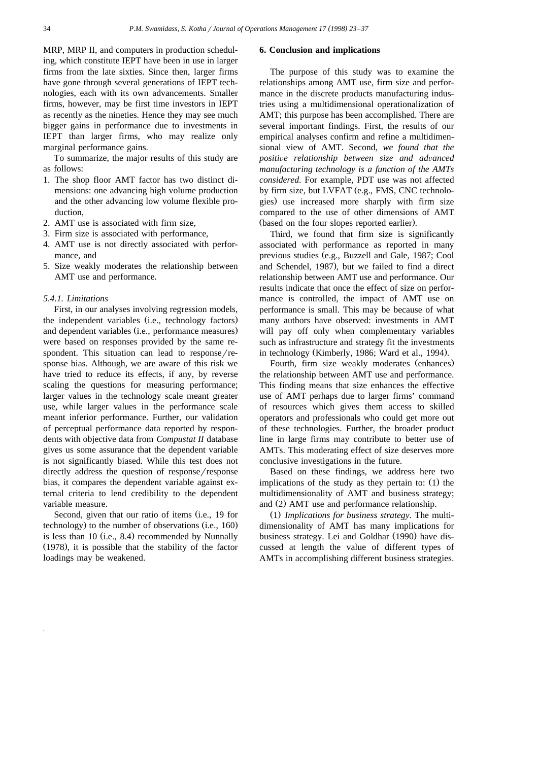MRP, MRP II, and computers in production scheduling, which constitute IEPT have been in use in larger firms from the late sixties. Since then, larger firms have gone through several generations of IEPT technologies, each with its own advancements. Smaller firms, however, may be first time investors in IEPT as recently as the nineties. Hence they may see much bigger gains in performance due to investments in IEPT than larger firms, who may realize only marginal performance gains.

To summarize, the major results of this study are as follows:

1. The shop floor AMT factor has two distinct dimensions: one advancing high volume production and the other advancing low volume flexible production,
2. AMT use is associated with firm size,
3. Firm size is associated with performance,
4. AMT use is not directly associated with performance, and
5. Size weakly moderates the relationship between AMT use and performance.

#### 5.4.1. Limitations

First, in our analyses involving regression models, the independent variables (i.e., technology factors) and dependent variables (i.e., performance measures) were based on responses provided by the same respondent. This situation can lead to response/response bias. Although, we are aware of this risk we have tried to reduce its effects, if any, by reverse scaling the questions for measuring performance; larger values in the technology scale meant greater use, while larger values in the performance scale meant inferior performance. Further, our validation of perceptual performance data reported by respondents with objective data from *Compustat II* database gives us some assurance that the dependent variable is not significantly biased. While this test does not directly address the question of response/response bias, it compares the dependent variable against external criteria to lend credibility to the dependent variable measure.

Second, given that our ratio of items (i.e., 19 for technology) to the number of observations (i.e., 160) is less than 10 (i.e., 8.4) recommended by Nunnally (1978), it is possible that the stability of the factor loadings may be weakened.

## 6. Conclusion and implications

The purpose of this study was to examine the relationships among AMT use, firm size and performance in the discrete products manufacturing industries using a multidimensional operationalization of AMT; this purpose has been accomplished. There are several important findings. First, the results of our empirical analyses confirm and refine a multidimensional view of AMT. Second, *we found that the positive relationship between size and advanced manufacturing technology is a function of the AMTs considered.* For example, PDT use was not affected by firm size, but LVFAT (e.g., FMS, CNC technologies) use increased more sharply with firm size compared to the use of other dimensions of AMT (based on the four slopes reported earlier).

Third, we found that firm size is significantly associated with performance as reported in many previous studies (e.g., Buzzell and Gale, 1987; Cool and Schendel, 1987), but we failed to find a direct relationship between AMT use and performance. Our results indicate that once the effect of size on performance is controlled, the impact of AMT use on performance is small. This may be because of what many authors have observed: investments in AMT will pay off only when complementary variables such as infrastructure and strategy fit the investments in technology (Kimberly, 1986; Ward et al., 1994).

Fourth, firm size weakly moderates (enhances) the relationship between AMT use and performance. This finding means that size enhances the effective use of AMT perhaps due to larger firms' command of resources which gives them access to skilled operators and professionals who could get more out of these technologies. Further, the broader product line in large firms may contribute to better use of AMTs. This moderating effect of size deserves more conclusive investigations in the future.

Based on these findings, we address here two implications of the study as they pertain to: (1) the multidimensionality of AMT and business strategy; and (2) AMT use and performance relationship.

(1) *Implications for business strategy*. The multidimensionality of AMT has many implications for business strategy. Lei and Goldhar (1990) have discussed at length the value of different types of AMTs in accomplishing different business strategies.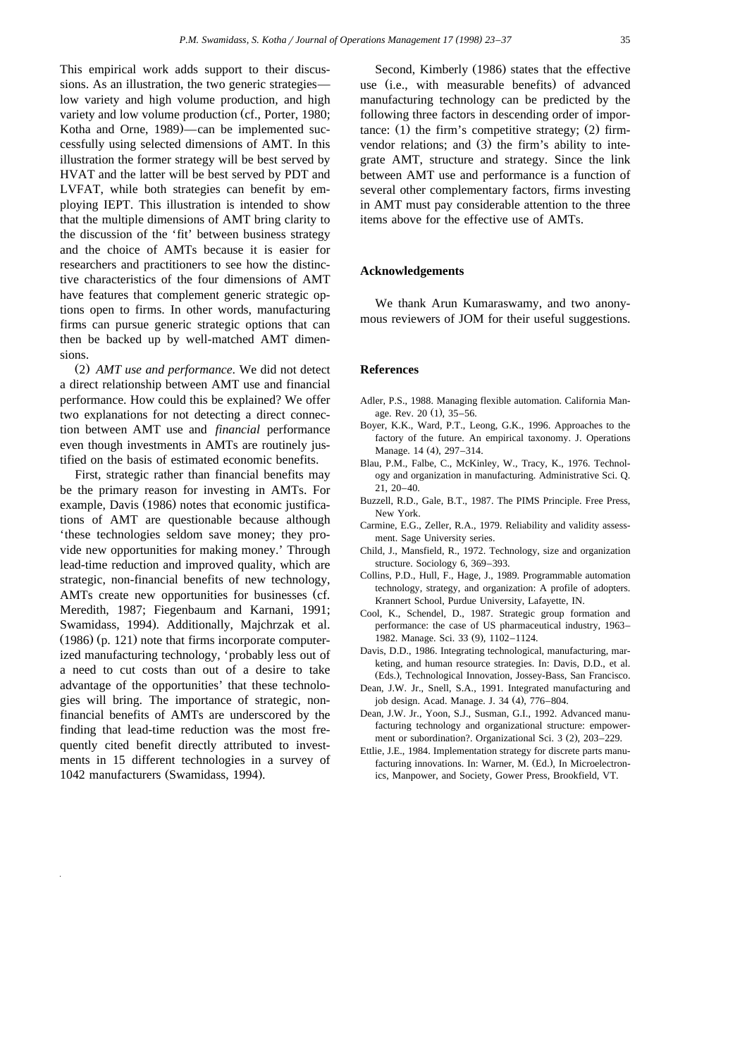This empirical work adds support to their discussions. As an illustration, the two generic strategies—low variety and high volume production, and high variety and low volume production (cf., Porter, 1980; Kotha and Orne, 1989)—can be implemented successfully using selected dimensions of AMT. In this illustration the former strategy will be best served by HVAT and the latter will be best served by PDT and LVFAT, while both strategies can benefit by employing IEPT. This illustration is intended to show that the multiple dimensions of AMT bring clarity to the discussion of the 'fit' between business strategy and the choice of AMTs because it is easier for researchers and practitioners to see how the distinctive characteristics of the four dimensions of AMT have features that complement generic strategic options open to firms. In other words, manufacturing firms can pursue generic strategic options that can then be backed up by well-matched AMT dimensions.

(2) *AMT use and performance*. We did not detect a direct relationship between AMT use and financial performance. How could this be explained? We offer two explanations for not detecting a direct connection between AMT use and *financial* performance even though investments in AMTs are routinely justified on the basis of estimated economic benefits.

First, strategic rather than financial benefits may be the primary reason for investing in AMTs. For example, Davis (1986) notes that economic justifications of AMT are questionable because although 'these technologies seldom save money; they provide new opportunities for making money.' Through lead-time reduction and improved quality, which are strategic, non-financial benefits of new technology, AMTs create new opportunities for businesses (cf. Meredith, 1987; Fiegenbaum and Karnani, 1991; Swamidass, 1994). Additionally, Majchrzak et al. (1986) (p. 121) note that firms incorporate computerized manufacturing technology, 'probably less out of a need to cut costs than out of a desire to take advantage of the opportunities' that these technologies will bring. The importance of strategic, non-financial benefits of AMTs are underscored by the finding that lead-time reduction was the most frequently cited benefit directly attributed to investments in 15 different technologies in a survey of 1042 manufacturers (Swamidass, 1994).

Second, Kimberly (1986) states that the effective use (i.e., with measurable benefits) of advanced manufacturing technology can be predicted by the following three factors in descending order of importance: (1) the firm's competitive strategy; (2) firm-vendor relations; and (3) the firm's ability to integrate AMT, structure and strategy. Since the link between AMT use and performance is a function of several other complementary factors, firms investing in AMT must pay considerable attention to the three items above for the effective use of AMTs.

## Acknowledgements

We thank Arun Kumaraswamy, and two anonymous reviewers of JOM for their useful suggestions.

## References

- Adler, P.S., 1988. Managing flexible automation. California Manage. Rev. 20 (1), 35–56.
- Boyer, K.K., Ward, P.T., Leong, G.K., 1996. Approaches to the factory of the future. An empirical taxonomy. J. Operations Manage. 14 (4), 297–314.
- Blau, P.M., Falbe, C., McKinley, W., Tracy, K., 1976. Technology and organization in manufacturing. Administrative Sci. Q. 21, 20–40.
- Buzzell, R.D., Gale, B.T., 1987. The PIMS Principle. Free Press, New York.
- Carmine, E.G., Zeller, R.A., 1979. Reliability and validity assessment. Sage University series.
- Child, J., Mansfield, R., 1972. Technology, size and organization structure. Sociology 6, 369–393.
- Collins, P.D., Hull, F., Hage, J., 1989. Programmable automation technology, strategy, and organization: A profile of adopters. Krannert School, Purdue University, Lafayette, IN.
- Cool, K., Schendel, D., 1987. Strategic group formation and performance: the case of US pharmaceutical industry, 1963–1982. Manage. Sci. 33 (9), 1102–1124.
- Davis, D.D., 1986. Integrating technological, manufacturing, marketing, and human resource strategies. In: Davis, D.D., et al. (Eds.), Technological Innovation, Jossey-Bass, San Francisco.
- Dean, J.W. Jr., Snell, S.A., 1991. Integrated manufacturing and job design. Acad. Manage. J. 34 (4), 776–804.
- Dean, J.W. Jr., Yoon, S.J., Susman, G.I., 1992. Advanced manufacturing technology and organizational structure: empowerment or subordination?. Organizational Sci. 3 (2), 203–229.
- Ettlie, J.E., 1984. Implementation strategy for discrete parts manufacturing innovations. In: Warner, M. (Ed.), In Microelectronics, Manpower, and Society, Gower Press, Brookfield, VT.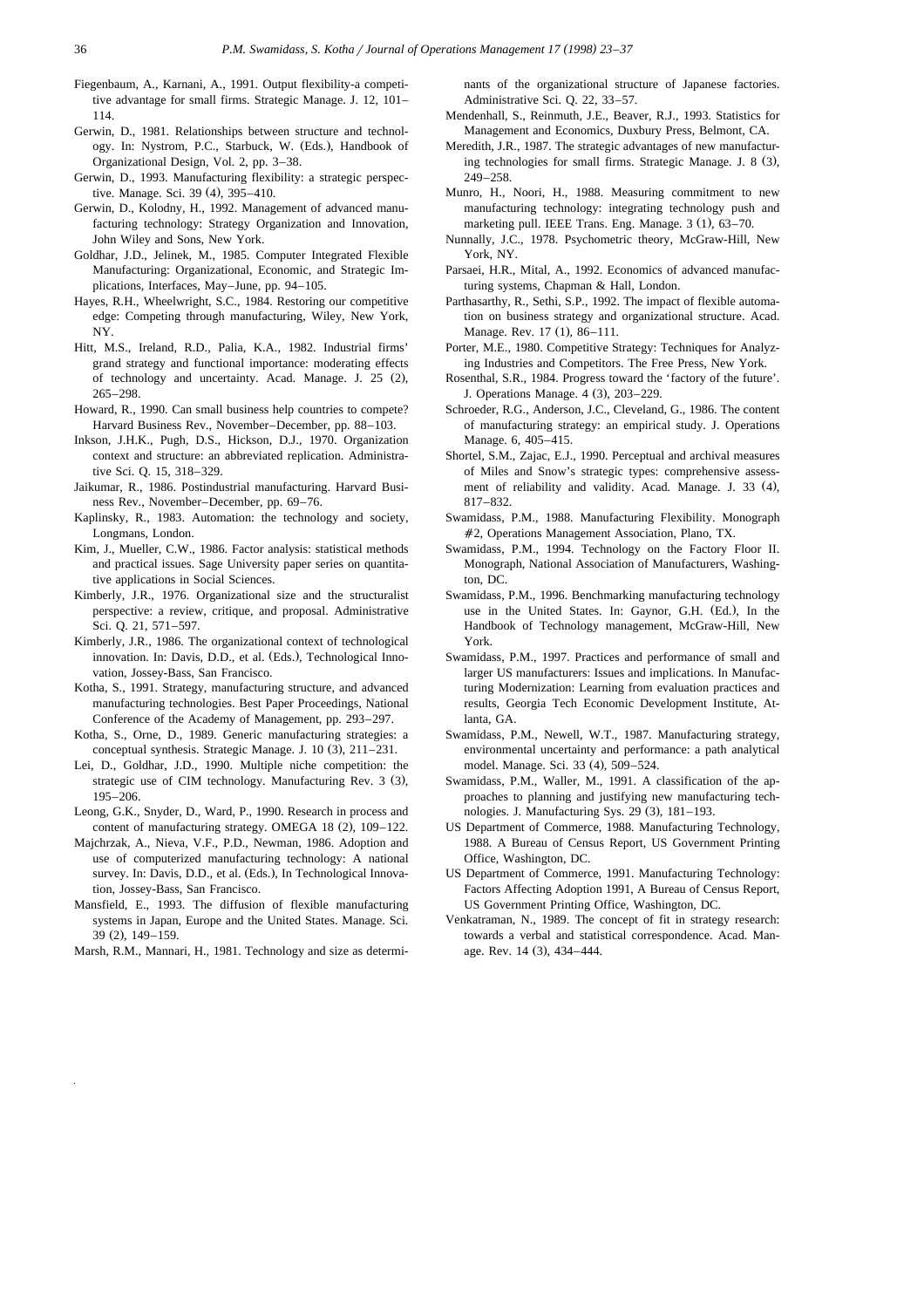Fiegenbaum, A., Karnani, A., 1991. Output flexibility-a competitive advantage for small firms. Strategic Manage. J. 12, 101–114.

Gerwin, D., 1981. Relationships between structure and technology. In: Nystrom, P.C., Starbuck, W. (Eds.), Handbook of Organizational Design, Vol. 2, pp. 3–38.

Gerwin, D., 1993. Manufacturing flexibility: a strategic perspective. Manage. Sci. 39 (4), 395–410.

Gerwin, D., Kolodny, H., 1992. Management of advanced manufacturing technology: Strategy Organization and Innovation, John Wiley and Sons, New York.

Goldhar, J.D., Jelinek, M., 1985. Computer Integrated Flexible Manufacturing: Organizational, Economic, and Strategic Implications, Interfaces, May–June, pp. 94–105.

Hayes, R.H., Wheelwright, S.C., 1984. Restoring our competitive edge: Competing through manufacturing, Wiley, New York, NY.

Hitt, M.S., Ireland, R.D., Palia, K.A., 1982. Industrial firms' grand strategy and functional importance: moderating effects of technology and uncertainty. Acad. Manage. J. 25 (2), 265–298.

Howard, R., 1990. Can small business help countries to compete? Harvard Business Rev., November–December, pp. 88–103.

Inkson, J.H.K., Pugh, D.S., Hickson, D.J., 1970. Organization context and structure: an abbreviated replication. Administrative Sci. Q. 15, 318–329.

Jaikumar, R., 1986. Postindustrial manufacturing. Harvard Business Rev., November–December, pp. 69–76.

Kaplinsky, R., 1983. Automation: the technology and society, Longmans, London.

Kim, J., Mueller, C.W., 1986. Factor analysis: statistical methods and practical issues. Sage University paper series on quantitative applications in Social Sciences.

Kimberly, J.R., 1976. Organizational size and the structuralist perspective: a review, critique, and proposal. Administrative Sci. Q. 21, 571–597.

Kimberly, J.R., 1986. The organizational context of technological innovation. In: Davis, D.D., et al. (Eds.), Technological Innovation, Jossey-Bass, San Francisco.

Kotha, S., 1991. Strategy, manufacturing structure, and advanced manufacturing technologies. Best Paper Proceedings, National Conference of the Academy of Management, pp. 293–297.

Kotha, S., Orne, D., 1989. Generic manufacturing strategies: a conceptual synthesis. Strategic Manage. J. 10 (3), 211–231.

Lei, D., Goldhar, J.D., 1990. Multiple niche competition: the strategic use of CIM technology. Manufacturing Rev. 3 (3), 195–206.

Leong, G.K., Snyder, D., Ward, P., 1990. Research in process and content of manufacturing strategy. OMEGA 18 (2), 109–122.

Majchrzak, A., Nieva, V.F., P.D., Newman, 1986. Adoption and use of computerized manufacturing technology: A national survey. In: Davis, D.D., et al. (Eds.), In Technological Innovation, Jossey-Bass, San Francisco.

Mansfield, E., 1993. The diffusion of flexible manufacturing systems in Japan, Europe and the United States. Manage. Sci. 39 (2), 149–159.

Marsh, R.M., Mannari, H., 1981. Technology and size as determinants of the organizational structure of Japanese factories. Administrative Sci. Q. 22, 33–57.

Mendenhall, S., Reinmuth, J.E., Beaver, R.J., 1993. Statistics for Management and Economics, Duxbury Press, Belmont, CA.

Meredith, J.R., 1987. The strategic advantages of new manufacturing technologies for small firms. Strategic Manage. J. 8 (3), 249–258.

Munro, H., Noori, H., 1988. Measuring commitment to new manufacturing technology: integrating technology push and marketing pull. IEEE Trans. Eng. Manage. 3 (1), 63–70.

Nunnally, J.C., 1978. Psychometric theory, McGraw-Hill, New York, NY.

Parsaei, H.R., Mital, A., 1992. Economics of advanced manufacturing systems, Chapman & Hall, London.

Parthasarthy, R., Sethi, S.P., 1992. The impact of flexible automation on business strategy and organizational structure. Acad. Manage. Rev. 17 (1), 86–111.

Porter, M.E., 1980. Competitive Strategy: Techniques for Analyzing Industries and Competitors. The Free Press, New York.

Rosenthal, S.R., 1984. Progress toward the 'factory of the future'. J. Operations Manage. 4 (3), 203–229.

Schroeder, R.G., Anderson, J.C., Cleveland, G., 1986. The content of manufacturing strategy: an empirical study. J. Operations Manage. 6, 405–415.

Shortel, S.M., Zajac, E.J., 1990. Perceptual and archival measures of Miles and Snow's strategic types: comprehensive assessment of reliability and validity. Acad. Manage. J. 33 (4), 817–832.

Swamidass, P.M., 1988. Manufacturing Flexibility. Monograph #2, Operations Management Association, Plano, TX.

Swamidass, P.M., 1994. Technology on the Factory Floor II. Monograph, National Association of Manufacturers, Washington, DC.

Swamidass, P.M., 1996. Benchmarking manufacturing technology use in the United States. In: Gaynor, G.H. (Ed.), In the Handbook of Technology management, McGraw-Hill, New York.

Swamidass, P.M., 1997. Practices and performance of small and larger US manufacturers: Issues and implications. In Manufacturing Modernization: Learning from evaluation practices and results, Georgia Tech Economic Development Institute, Atlanta, GA.

Swamidass, P.M., Newell, W.T., 1987. Manufacturing strategy, environmental uncertainty and performance: a path analytical model. Manage. Sci. 33 (4), 509–524.

Swamidass, P.M., Waller, M., 1991. A classification of the approaches to planning and justifying new manufacturing technologies. J. Manufacturing Sys. 29 (3), 181–193.

US Department of Commerce, 1988. Manufacturing Technology, 1988. A Bureau of Census Report, US Government Printing Office, Washington, DC.

US Department of Commerce, 1991. Manufacturing Technology: Factors Affecting Adoption 1991, A Bureau of Census Report, US Government Printing Office, Washington, DC.

Venkatraman, N., 1989. The concept of fit in strategy research: towards a verbal and statistical correspondence. Acad. Manage. Rev. 14 (3), 434–444.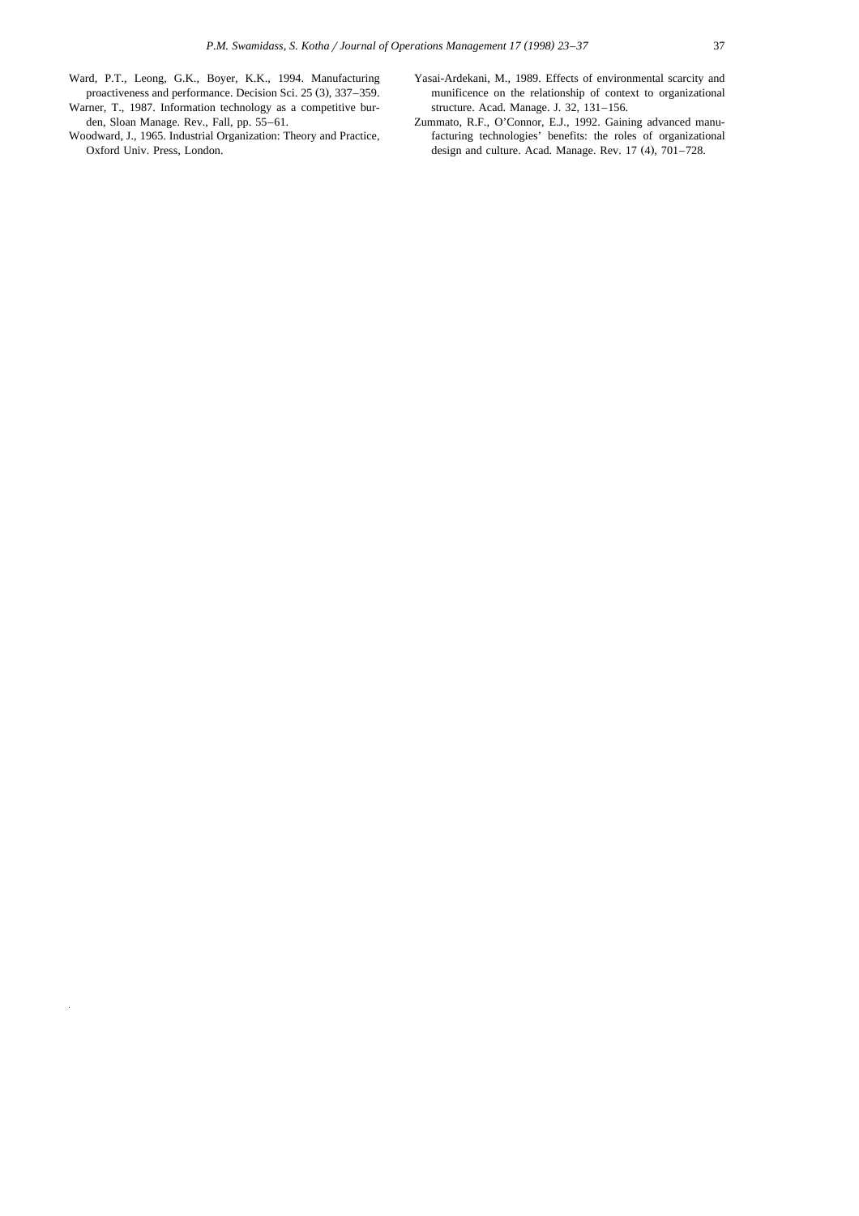Ward, P.T., Leong, G.K., Boyer, K.K., 1994. Manufacturing proactiveness and performance. Decision Sci. 25 (3), 337–359.

Warner, T., 1987. Information technology as a competitive burden, Sloan Manage. Rev., Fall, pp. 55–61.

Woodward, J., 1965. Industrial Organization: Theory and Practice, Oxford Univ. Press, London.

Yasai-Ardekani, M., 1989. Effects of environmental scarcity and munificence on the relationship of context to organizational structure. Acad. Manage. J. 32, 131–156.

Zummato, R.F., O'Connor, E.J., 1992. Gaining advanced manufacturing technologies' benefits: the roles of organizational design and culture. Acad. Manage. Rev. 17 (4), 701–728.